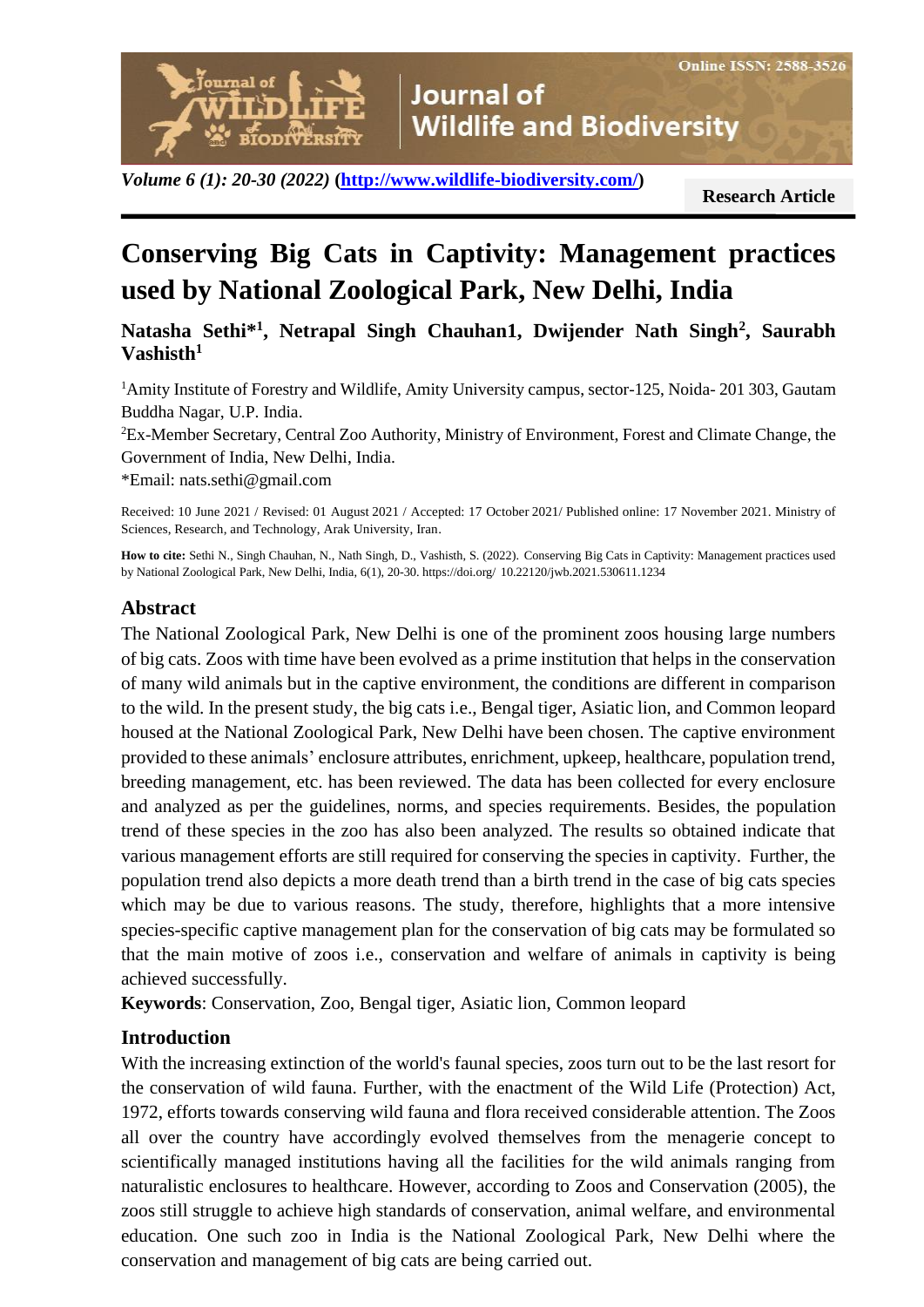Research Article

# Conserving Big Cats in Captivity: Management practices used by National Zoological Park, New Delhi, India

**Natasha Sethi*[1], Netrapal Singh Chauhan1, Dwijender Nath Singh[2], Saurabh Vashisth[1]**

[1]Amity Institute of Forestry and Wildlife, Amity University campus, sector-125, Noida- 201 303, Gautam Buddha Nagar, U.P. India.

[2]Ex-Member Secretary, Central Zoo Authority, Ministry of Environment, Forest and Climate Change, the Government of India, New Delhi, India.

*Email: nats.sethi@gmail.com

Received: 10 June 2021 / Revised: 01 August 2021 / Accepted: 17 October 2021/ Published online: 17 November 2021. Ministry of Sciences, Research, and Technology, Arak University, Iran.

**How to cite:** Sethi N., Singh Chauhan, N., Nath Singh, D., Vashisth, S. (2022). Conserving Big Cats in Captivity: Management practices used by National Zoological Park, New Delhi, India, 6(1), 20-30. https://doi.org/ 10.22120/jwb.2021.530611.1234

## Abstract

The National Zoological Park, New Delhi is one of the prominent zoos housing large numbers of big cats. Zoos with time have been evolved as a prime institution that helps in the conservation of many wild animals but in the captive environment, the conditions are different in comparison to the wild. In the present study, the big cats i.e., Bengal tiger, Asiatic lion, and Common leopard housed at the National Zoological Park, New Delhi have been chosen. The captive environment provided to these animals' enclosure attributes, enrichment, upkeep, healthcare, population trend, breeding management, etc. has been reviewed. The data has been collected for every enclosure and analyzed as per the guidelines, norms, and species requirements. Besides, the population trend of these species in the zoo has also been analyzed. The results so obtained indicate that various management efforts are still required for conserving the species in captivity. Further, the population trend also depicts a more death trend than a birth trend in the case of big cats species which may be due to various reasons. The study, therefore, highlights that a more intensive species-specific captive management plan for the conservation of big cats may be formulated so that the main motive of zoos i.e., conservation and welfare of animals in captivity is being achieved successfully.

**Keywords**: Conservation, Zoo, Bengal tiger, Asiatic lion, Common leopard

## Introduction

With the increasing extinction of the world's faunal species, zoos turn out to be the last resort for the conservation of wild fauna. Further, with the enactment of the Wild Life (Protection) Act, 1972, efforts towards conserving wild fauna and flora received considerable attention. The Zoos all over the country have accordingly evolved themselves from the menagerie concept to scientifically managed institutions having all the facilities for the wild animals ranging from naturalistic enclosures to healthcare. However, according to Zoos and Conservation (2005), the zoos still struggle to achieve high standards of conservation, animal welfare, and environmental education. One such zoo in India is the National Zoological Park, New Delhi where the conservation and management of big cats are being carried out.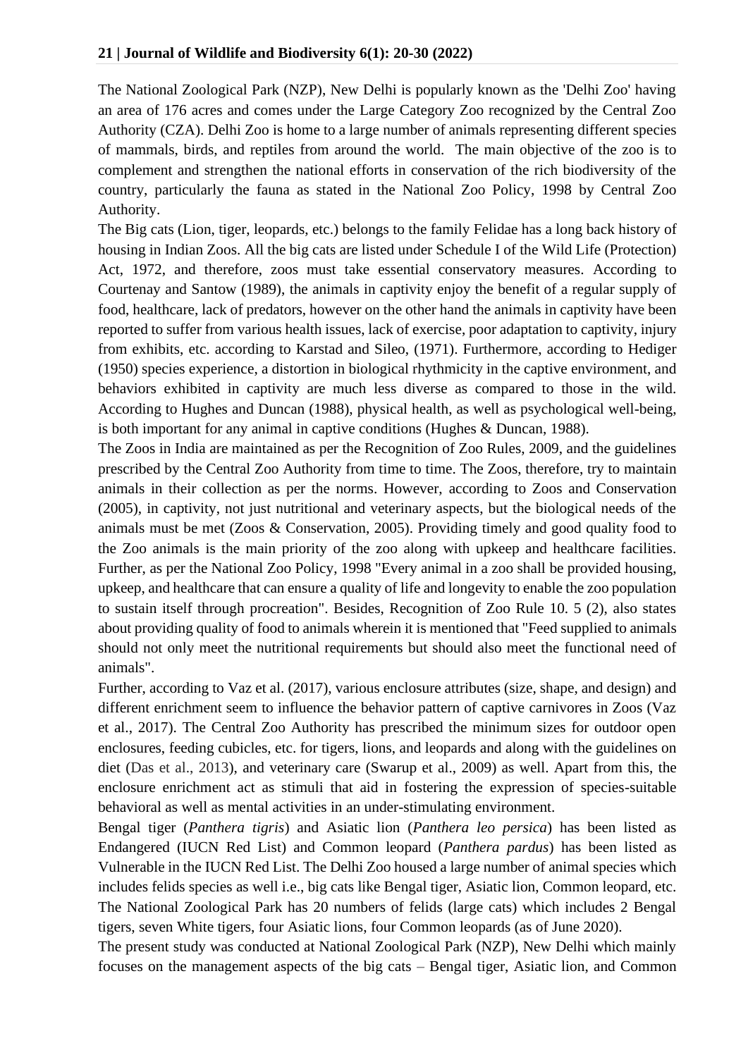The National Zoological Park (NZP), New Delhi is popularly known as the 'Delhi Zoo' having an area of 176 acres and comes under the Large Category Zoo recognized by the Central Zoo Authority (CZA). Delhi Zoo is home to a large number of animals representing different species of mammals, birds, and reptiles from around the world. The main objective of the zoo is to complement and strengthen the national efforts in conservation of the rich biodiversity of the country, particularly the fauna as stated in the National Zoo Policy, 1998 by Central Zoo Authority.

The Big cats (Lion, tiger, leopards, etc.) belongs to the family Felidae has a long back history of housing in Indian Zoos. All the big cats are listed under Schedule I of the Wild Life (Protection) Act, 1972, and therefore, zoos must take essential conservatory measures. According to Courtenay and Santow (1989), the animals in captivity enjoy the benefit of a regular supply of food, healthcare, lack of predators, however on the other hand the animals in captivity have been reported to suffer from various health issues, lack of exercise, poor adaptation to captivity, injury from exhibits, etc. according to Karstad and Sileo, (1971). Furthermore, according to Hediger (1950) species experience, a distortion in biological rhythmicity in the captive environment, and behaviors exhibited in captivity are much less diverse as compared to those in the wild. According to Hughes and Duncan (1988), physical health, as well as psychological well-being, is both important for any animal in captive conditions (Hughes & Duncan, 1988).

The Zoos in India are maintained as per the Recognition of Zoo Rules, 2009, and the guidelines prescribed by the Central Zoo Authority from time to time. The Zoos, therefore, try to maintain animals in their collection as per the norms. However, according to Zoos and Conservation (2005), in captivity, not just nutritional and veterinary aspects, but the biological needs of the animals must be met (Zoos & Conservation, 2005). Providing timely and good quality food to the Zoo animals is the main priority of the zoo along with upkeep and healthcare facilities. Further, as per the National Zoo Policy, 1998 "Every animal in a zoo shall be provided housing, upkeep, and healthcare that can ensure a quality of life and longevity to enable the zoo population to sustain itself through procreation". Besides, Recognition of Zoo Rule 10. 5 (2), also states about providing quality of food to animals wherein it is mentioned that "Feed supplied to animals should not only meet the nutritional requirements but should also meet the functional need of animals".

Further, according to Vaz et al. (2017), various enclosure attributes (size, shape, and design) and different enrichment seem to influence the behavior pattern of captive carnivores in Zoos (Vaz et al., 2017). The Central Zoo Authority has prescribed the minimum sizes for outdoor open enclosures, feeding cubicles, etc. for tigers, lions, and leopards and along with the guidelines on diet (Das et al., 2013), and veterinary care (Swarup et al., 2009) as well. Apart from this, the enclosure enrichment act as stimuli that aid in fostering the expression of species-suitable behavioral as well as mental activities in an under-stimulating environment.

Bengal tiger (*Panthera tigris*) and Asiatic lion (*Panthera leo persica*) has been listed as Endangered (IUCN Red List) and Common leopard (*Panthera pardus*) has been listed as Vulnerable in the IUCN Red List. The Delhi Zoo housed a large number of animal species which includes felids species as well i.e., big cats like Bengal tiger, Asiatic lion, Common leopard, etc. The National Zoological Park has 20 numbers of felids (large cats) which includes 2 Bengal tigers, seven White tigers, four Asiatic lions, four Common leopards (as of June 2020).

The present study was conducted at National Zoological Park (NZP), New Delhi which mainly focuses on the management aspects of the big cats – Bengal tiger, Asiatic lion, and Common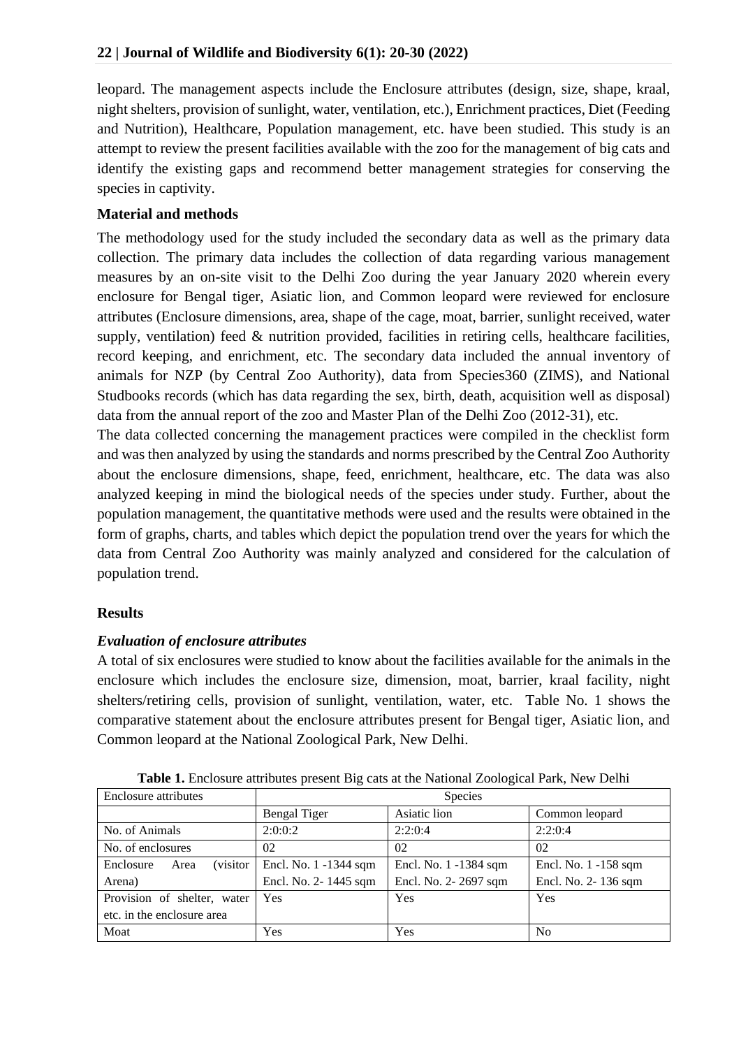leopard. The management aspects include the Enclosure attributes (design, size, shape, kraal, night shelters, provision of sunlight, water, ventilation, etc.), Enrichment practices, Diet (Feeding and Nutrition), Healthcare, Population management, etc. have been studied. This study is an attempt to review the present facilities available with the zoo for the management of big cats and identify the existing gaps and recommend better management strategies for conserving the species in captivity.

## Material and methods

The methodology used for the study included the secondary data as well as the primary data collection. The primary data includes the collection of data regarding various management measures by an on-site visit to the Delhi Zoo during the year January 2020 wherein every enclosure for Bengal tiger, Asiatic lion, and Common leopard were reviewed for enclosure attributes (Enclosure dimensions, area, shape of the cage, moat, barrier, sunlight received, water supply, ventilation) feed & nutrition provided, facilities in retiring cells, healthcare facilities, record keeping, and enrichment, etc. The secondary data included the annual inventory of animals for NZP (by Central Zoo Authority), data from Species360 (ZIMS), and National Studbooks records (which has data regarding the sex, birth, death, acquisition well as disposal) data from the annual report of the zoo and Master Plan of the Delhi Zoo (2012-31), etc.

The data collected concerning the management practices were compiled in the checklist form and was then analyzed by using the standards and norms prescribed by the Central Zoo Authority about the enclosure dimensions, shape, feed, enrichment, healthcare, etc. The data was also analyzed keeping in mind the biological needs of the species under study. Further, about the population management, the quantitative methods were used and the results were obtained in the form of graphs, charts, and tables which depict the population trend over the years for which the data from Central Zoo Authority was mainly analyzed and considered for the calculation of population trend.

## Results

### *Evaluation of enclosure attributes*

A total of six enclosures were studied to know about the facilities available for the animals in the enclosure which includes the enclosure size, dimension, moat, barrier, kraal facility, night shelters/retiring cells, provision of sunlight, ventilation, water, etc. Table No. 1 shows the comparative statement about the enclosure attributes present for Bengal tiger, Asiatic lion, and Common leopard at the National Zoological Park, New Delhi.

**Table 1.** Enclosure attributes present Big cats at the National Zoological Park, New Delhi

| Enclosure attributes | Species | | |
|---|---|---|---|
| | Bengal Tiger | Asiatic lion | Common leopard |
| No. of Animals | 2:0:0:2 | 2:2:0:4 | 2:2:0:4 |
| No. of enclosures | 02 | 02 | 02 |
| Enclosure Area (visitor Arena) | Encl. No. 1 -1344 sqm<br>Encl. No. 2- 1445 sqm | Encl. No. 1 -1384 sqm<br>Encl. No. 2- 2697 sqm | Encl. No. 1 -158 sqm<br>Encl. No. 2- 136 sqm |
| Provision of shelter, water etc. in the enclosure area | Yes | Yes | Yes |
| Moat | Yes | Yes | No |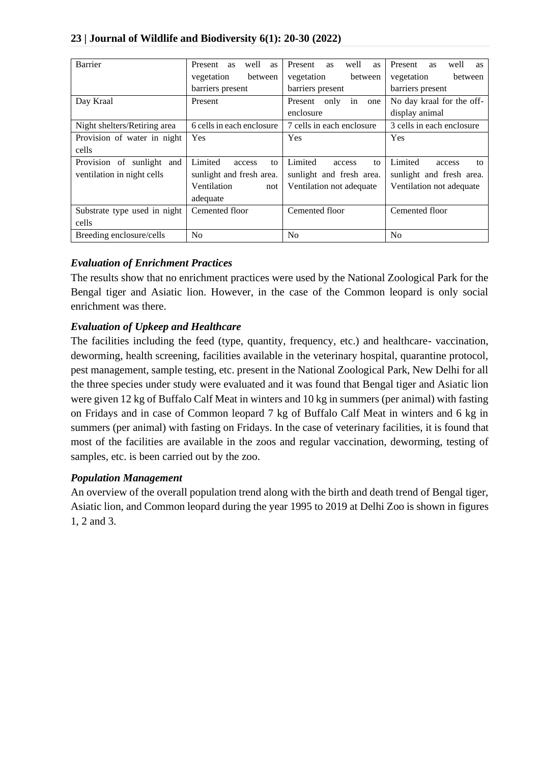| Barrier | Present as well as vegetation between barriers present | Present as well as vegetation between barriers present | Present as well as vegetation between barriers present |
|---|---|---|---|
| Day Kraal | Present | Present only in one enclosure | No day kraal for the off-display animal |
| Night shelters/Retiring area | 6 cells in each enclosure | 7 cells in each enclosure | 3 cells in each enclosure |
| Provision of water in night cells | Yes | Yes | Yes |
| Provision of sunlight and ventilation in night cells | Limited access to sunlight and fresh area. Ventilation not adequate | Limited access to sunlight and fresh area. Ventilation not adequate | Limited access to sunlight and fresh area. Ventilation not adequate |
| Substrate type used in night cells | Cemented floor | Cemented floor | Cemented floor |
| Breeding enclosure/cells | No | No | No |

### *Evaluation of Enrichment Practices*

The results show that no enrichment practices were used by the National Zoological Park for the Bengal tiger and Asiatic lion. However, in the case of the Common leopard is only social enrichment was there.

### *Evaluation of Upkeep and Healthcare*

The facilities including the feed (type, quantity, frequency, etc.) and healthcare- vaccination, deworming, health screening, facilities available in the veterinary hospital, quarantine protocol, pest management, sample testing, etc. present in the National Zoological Park, New Delhi for all the three species under study were evaluated and it was found that Bengal tiger and Asiatic lion were given 12 kg of Buffalo Calf Meat in winters and 10 kg in summers (per animal) with fasting on Fridays and in case of Common leopard 7 kg of Buffalo Calf Meat in winters and 6 kg in summers (per animal) with fasting on Fridays. In the case of veterinary facilities, it is found that most of the facilities are available in the zoos and regular vaccination, deworming, testing of samples, etc. is been carried out by the zoo.

### *Population Management*

An overview of the overall population trend along with the birth and death trend of Bengal tiger, Asiatic lion, and Common leopard during the year 1995 to 2019 at Delhi Zoo is shown in figures 1, 2 and 3.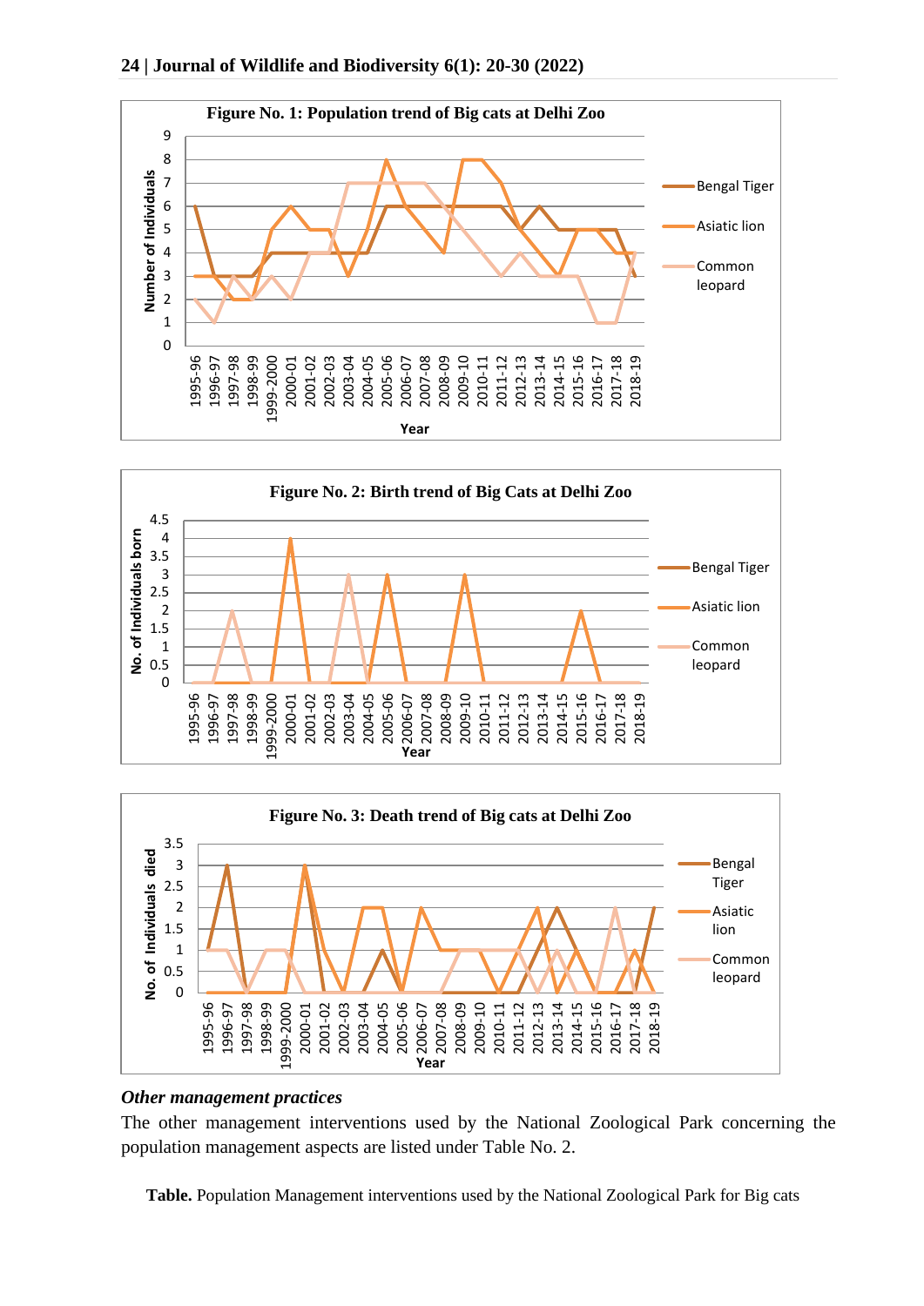Figure No. 1: Population trend of Big cats at Delhi Zoo

Figure No. 2: Birth trend of Big Cats at Delhi Zoo

Figure No. 3: Death trend of Big cats at Delhi Zoo

### *Other management practices*

The other management interventions used by the National Zoological Park concerning the population management aspects are listed under Table No. 2.

**Table.** Population Management interventions used by the National Zoological Park for Big cats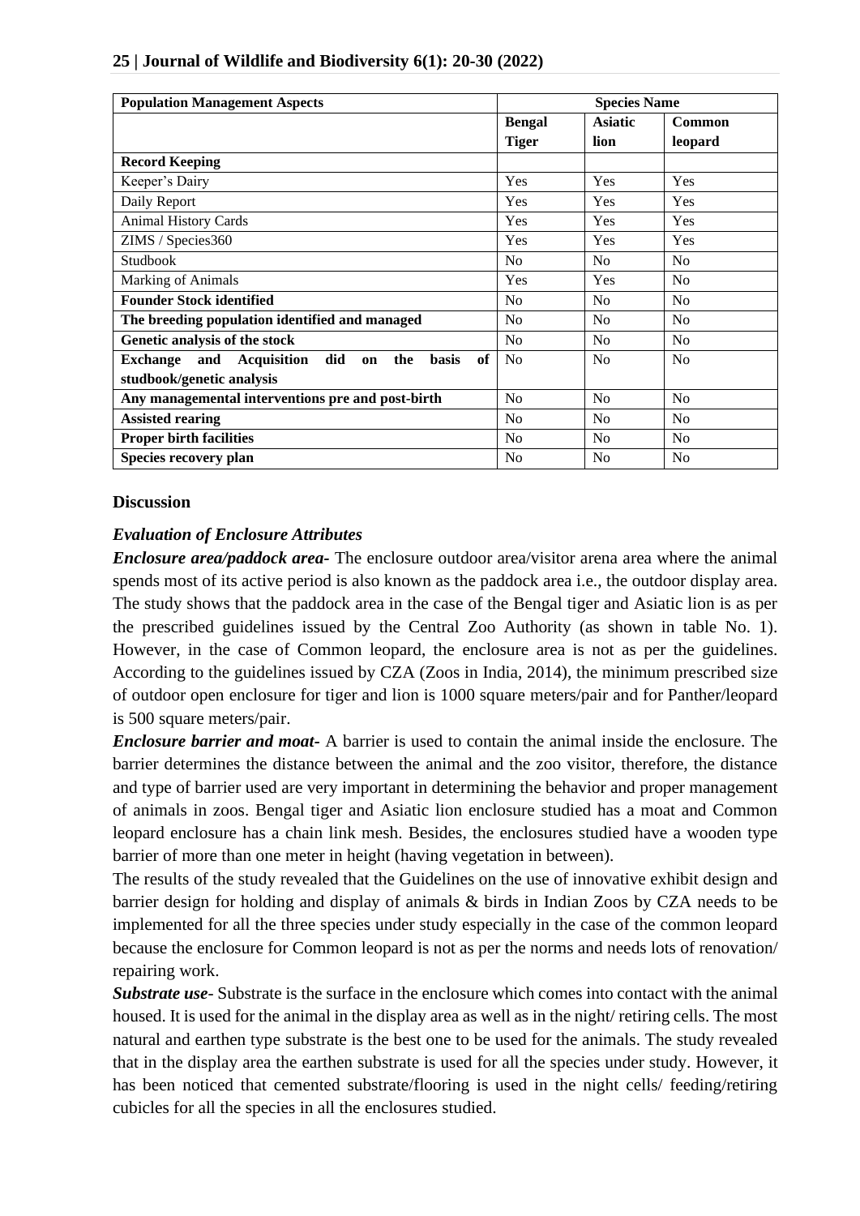| **Population Management Aspects** | **Species Name** | | |
|---|---|---|---|
| | **Bengal Tiger** | **Asiatic lion** | **Common leopard** |
| **Record Keeping** | | | |
| Keeper's Dairy | Yes | Yes | Yes |
| Daily Report | Yes | Yes | Yes |
| Animal History Cards | Yes | Yes | Yes |
| ZIMS / Species360 | Yes | Yes | Yes |
| Studbook | No | No | No |
| Marking of Animals | Yes | Yes | No |
| **Founder Stock identified** | No | No | No |
| **The breeding population identified and managed** | No | No | No |
| **Genetic analysis of the stock** | No | No | No |
| **Exchange and Acquisition did on the basis of studbook/genetic analysis** | No | No | No |
| **Any managemental interventions pre and post-birth** | No | No | No |
| **Assisted rearing** | No | No | No |
| **Proper birth facilities** | No | No | No |
| **Species recovery plan** | No | No | No |

## Discussion

### *Evaluation of Enclosure Attributes*

***Enclosure area/paddock area-*** The enclosure outdoor area/visitor arena area where the animal spends most of its active period is also known as the paddock area i.e., the outdoor display area. The study shows that the paddock area in the case of the Bengal tiger and Asiatic lion is as per the prescribed guidelines issued by the Central Zoo Authority (as shown in table No. 1). However, in the case of Common leopard, the enclosure area is not as per the guidelines. According to the guidelines issued by CZA (Zoos in India, 2014), the minimum prescribed size of outdoor open enclosure for tiger and lion is 1000 square meters/pair and for Panther/leopard is 500 square meters/pair.

***Enclosure barrier and moat-*** A barrier is used to contain the animal inside the enclosure. The barrier determines the distance between the animal and the zoo visitor, therefore, the distance and type of barrier used are very important in determining the behavior and proper management of animals in zoos. Bengal tiger and Asiatic lion enclosure studied has a moat and Common leopard enclosure has a chain link mesh. Besides, the enclosures studied have a wooden type barrier of more than one meter in height (having vegetation in between).

The results of the study revealed that the Guidelines on the use of innovative exhibit design and barrier design for holding and display of animals & birds in Indian Zoos by CZA needs to be implemented for all the three species under study especially in the case of the common leopard because the enclosure for Common leopard is not as per the norms and needs lots of renovation/ repairing work.

***Substrate use***- Substrate is the surface in the enclosure which comes into contact with the animal housed. It is used for the animal in the display area as well as in the night/ retiring cells. The most natural and earthen type substrate is the best one to be used for the animals. The study revealed that in the display area the earthen substrate is used for all the species under study. However, it has been noticed that cemented substrate/flooring is used in the night cells/ feeding/retiring cubicles for all the species in all the enclosures studied.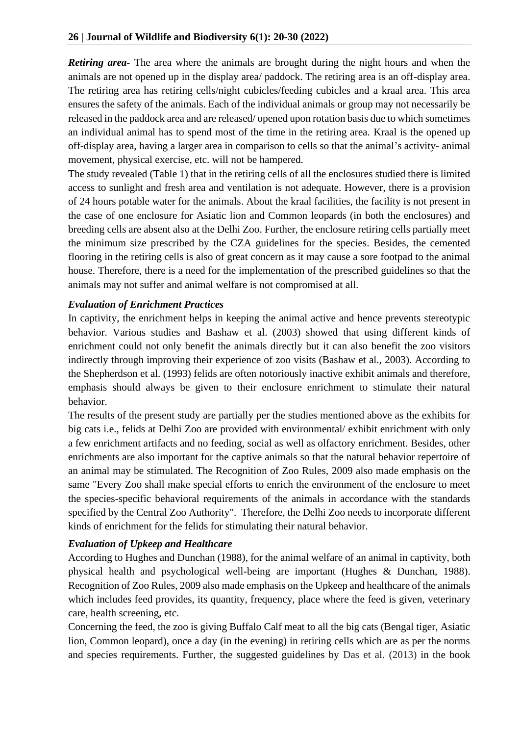***Retiring area-*** The area where the animals are brought during the night hours and when the animals are not opened up in the display area/ paddock. The retiring area is an off-display area. The retiring area has retiring cells/night cubicles/feeding cubicles and a kraal area. This area ensures the safety of the animals. Each of the individual animals or group may not necessarily be released in the paddock area and are released/ opened upon rotation basis due to which sometimes an individual animal has to spend most of the time in the retiring area. Kraal is the opened up off-display area, having a larger area in comparison to cells so that the animal's activity- animal movement, physical exercise, etc. will not be hampered.

The study revealed (Table 1) that in the retiring cells of all the enclosures studied there is limited access to sunlight and fresh area and ventilation is not adequate. However, there is a provision of 24 hours potable water for the animals. About the kraal facilities, the facility is not present in the case of one enclosure for Asiatic lion and Common leopards (in both the enclosures) and breeding cells are absent also at the Delhi Zoo. Further, the enclosure retiring cells partially meet the minimum size prescribed by the CZA guidelines for the species. Besides, the cemented flooring in the retiring cells is also of great concern as it may cause a sore footpad to the animal house. Therefore, there is a need for the implementation of the prescribed guidelines so that the animals may not suffer and animal welfare is not compromised at all.

### *Evaluation of Enrichment Practices*

In captivity, the enrichment helps in keeping the animal active and hence prevents stereotypic behavior. Various studies and Bashaw et al. (2003) showed that using different kinds of enrichment could not only benefit the animals directly but it can also benefit the zoo visitors indirectly through improving their experience of zoo visits (Bashaw et al., 2003). According to the Shepherdson et al. (1993) felids are often notoriously inactive exhibit animals and therefore, emphasis should always be given to their enclosure enrichment to stimulate their natural behavior.

The results of the present study are partially per the studies mentioned above as the exhibits for big cats i.e., felids at Delhi Zoo are provided with environmental/ exhibit enrichment with only a few enrichment artifacts and no feeding, social as well as olfactory enrichment. Besides, other enrichments are also important for the captive animals so that the natural behavior repertoire of an animal may be stimulated. The Recognition of Zoo Rules, 2009 also made emphasis on the same "Every Zoo shall make special efforts to enrich the environment of the enclosure to meet the species-specific behavioral requirements of the animals in accordance with the standards specified by the Central Zoo Authority". Therefore, the Delhi Zoo needs to incorporate different kinds of enrichment for the felids for stimulating their natural behavior.

### *Evaluation of Upkeep and Healthcare*

According to Hughes and Dunchan (1988), for the animal welfare of an animal in captivity, both physical health and psychological well-being are important (Hughes & Dunchan, 1988). Recognition of Zoo Rules, 2009 also made emphasis on the Upkeep and healthcare of the animals which includes feed provides, its quantity, frequency, place where the feed is given, veterinary care, health screening, etc.

Concerning the feed, the zoo is giving Buffalo Calf meat to all the big cats (Bengal tiger, Asiatic lion, Common leopard), once a day (in the evening) in retiring cells which are as per the norms and species requirements. Further, the suggested guidelines by Das et al. (2013) in the book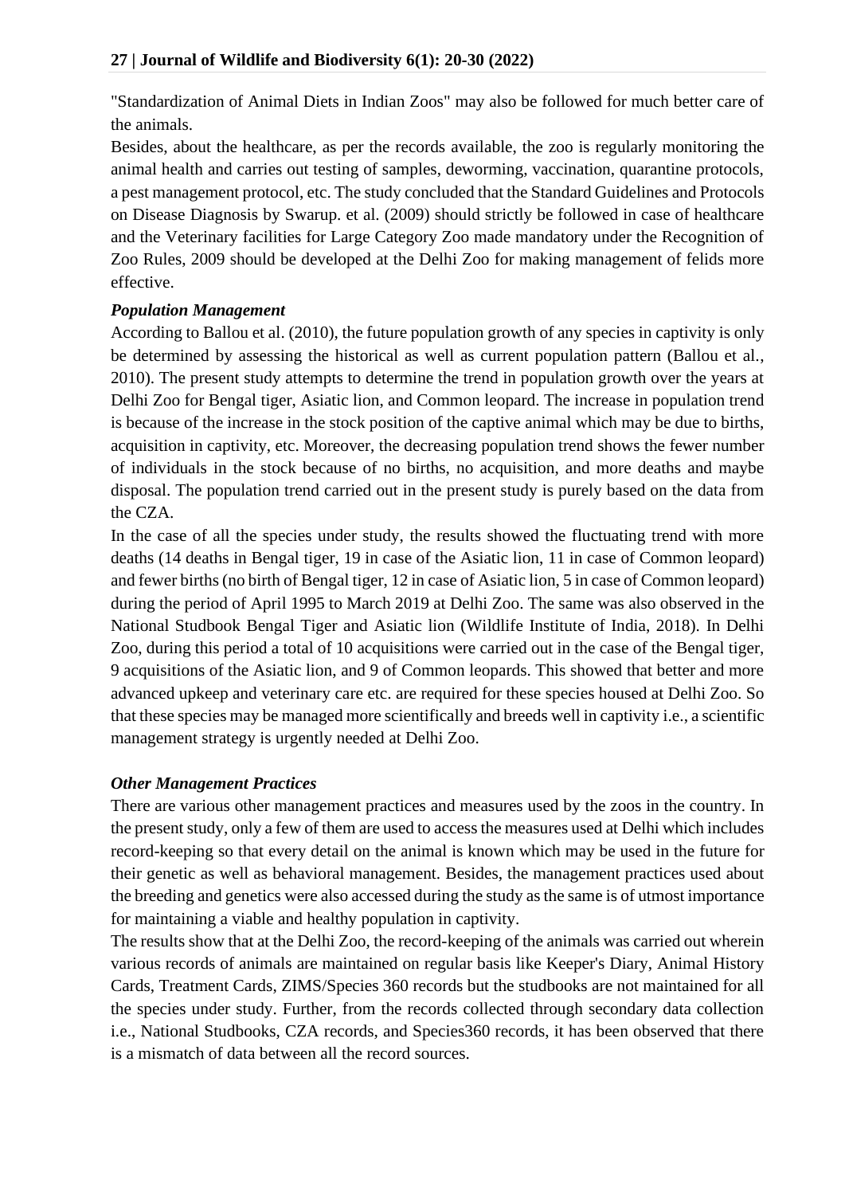"Standardization of Animal Diets in Indian Zoos" may also be followed for much better care of the animals.

Besides, about the healthcare, as per the records available, the zoo is regularly monitoring the animal health and carries out testing of samples, deworming, vaccination, quarantine protocols, a pest management protocol, etc. The study concluded that the Standard Guidelines and Protocols on Disease Diagnosis by Swarup. et al. (2009) should strictly be followed in case of healthcare and the Veterinary facilities for Large Category Zoo made mandatory under the Recognition of Zoo Rules, 2009 should be developed at the Delhi Zoo for making management of felids more effective.

***Population Management***

According to Ballou et al. (2010), the future population growth of any species in captivity is only be determined by assessing the historical as well as current population pattern (Ballou et al., 2010). The present study attempts to determine the trend in population growth over the years at Delhi Zoo for Bengal tiger, Asiatic lion, and Common leopard. The increase in population trend is because of the increase in the stock position of the captive animal which may be due to births, acquisition in captivity, etc. Moreover, the decreasing population trend shows the fewer number of individuals in the stock because of no births, no acquisition, and more deaths and maybe disposal. The population trend carried out in the present study is purely based on the data from the CZA.

In the case of all the species under study, the results showed the fluctuating trend with more deaths (14 deaths in Bengal tiger, 19 in case of the Asiatic lion, 11 in case of Common leopard) and fewer births (no birth of Bengal tiger, 12 in case of Asiatic lion, 5 in case of Common leopard) during the period of April 1995 to March 2019 at Delhi Zoo. The same was also observed in the National Studbook Bengal Tiger and Asiatic lion (Wildlife Institute of India, 2018). In Delhi Zoo, during this period a total of 10 acquisitions were carried out in the case of the Bengal tiger, 9 acquisitions of the Asiatic lion, and 9 of Common leopards. This showed that better and more advanced upkeep and veterinary care etc. are required for these species housed at Delhi Zoo. So that these species may be managed more scientifically and breeds well in captivity i.e., a scientific management strategy is urgently needed at Delhi Zoo.

***Other Management Practices***

There are various other management practices and measures used by the zoos in the country. In the present study, only a few of them are used to access the measures used at Delhi which includes record-keeping so that every detail on the animal is known which may be used in the future for their genetic as well as behavioral management. Besides, the management practices used about the breeding and genetics were also accessed during the study as the same is of utmost importance for maintaining a viable and healthy population in captivity.

The results show that at the Delhi Zoo, the record-keeping of the animals was carried out wherein various records of animals are maintained on regular basis like Keeper's Diary, Animal History Cards, Treatment Cards, ZIMS/Species 360 records but the studbooks are not maintained for all the species under study. Further, from the records collected through secondary data collection i.e., National Studbooks, CZA records, and Species360 records, it has been observed that there is a mismatch of data between all the record sources.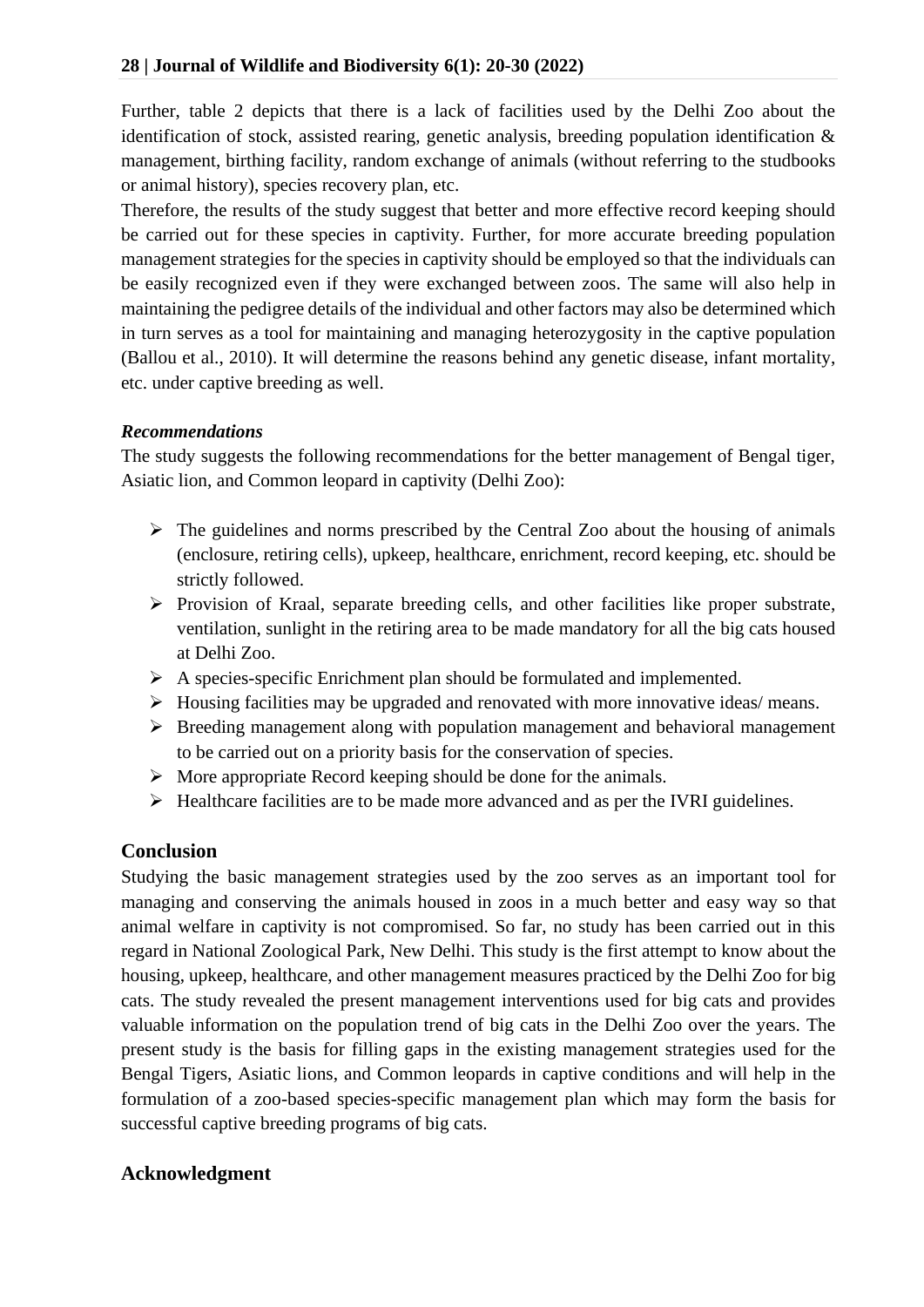Further, table 2 depicts that there is a lack of facilities used by the Delhi Zoo about the identification of stock, assisted rearing, genetic analysis, breeding population identification & management, birthing facility, random exchange of animals (without referring to the studbooks or animal history), species recovery plan, etc.

Therefore, the results of the study suggest that better and more effective record keeping should be carried out for these species in captivity. Further, for more accurate breeding population management strategies for the species in captivity should be employed so that the individuals can be easily recognized even if they were exchanged between zoos. The same will also help in maintaining the pedigree details of the individual and other factors may also be determined which in turn serves as a tool for maintaining and managing heterozygosity in the captive population (Ballou et al., 2010). It will determine the reasons behind any genetic disease, infant mortality, etc. under captive breeding as well.

### *Recommendations*

The study suggests the following recommendations for the better management of Bengal tiger, Asiatic lion, and Common leopard in captivity (Delhi Zoo):

- The guidelines and norms prescribed by the Central Zoo about the housing of animals (enclosure, retiring cells), upkeep, healthcare, enrichment, record keeping, etc. should be strictly followed.
- Provision of Kraal, separate breeding cells, and other facilities like proper substrate, ventilation, sunlight in the retiring area to be made mandatory for all the big cats housed at Delhi Zoo.
- A species-specific Enrichment plan should be formulated and implemented.
- Housing facilities may be upgraded and renovated with more innovative ideas/ means.
- Breeding management along with population management and behavioral management to be carried out on a priority basis for the conservation of species.
- More appropriate Record keeping should be done for the animals.
- Healthcare facilities are to be made more advanced and as per the IVRI guidelines.

## Conclusion

Studying the basic management strategies used by the zoo serves as an important tool for managing and conserving the animals housed in zoos in a much better and easy way so that animal welfare in captivity is not compromised. So far, no study has been carried out in this regard in National Zoological Park, New Delhi. This study is the first attempt to know about the housing, upkeep, healthcare, and other management measures practiced by the Delhi Zoo for big cats. The study revealed the present management interventions used for big cats and provides valuable information on the population trend of big cats in the Delhi Zoo over the years. The present study is the basis for filling gaps in the existing management strategies used for the Bengal Tigers, Asiatic lions, and Common leopards in captive conditions and will help in the formulation of a zoo-based species-specific management plan which may form the basis for successful captive breeding programs of big cats.

## Acknowledgment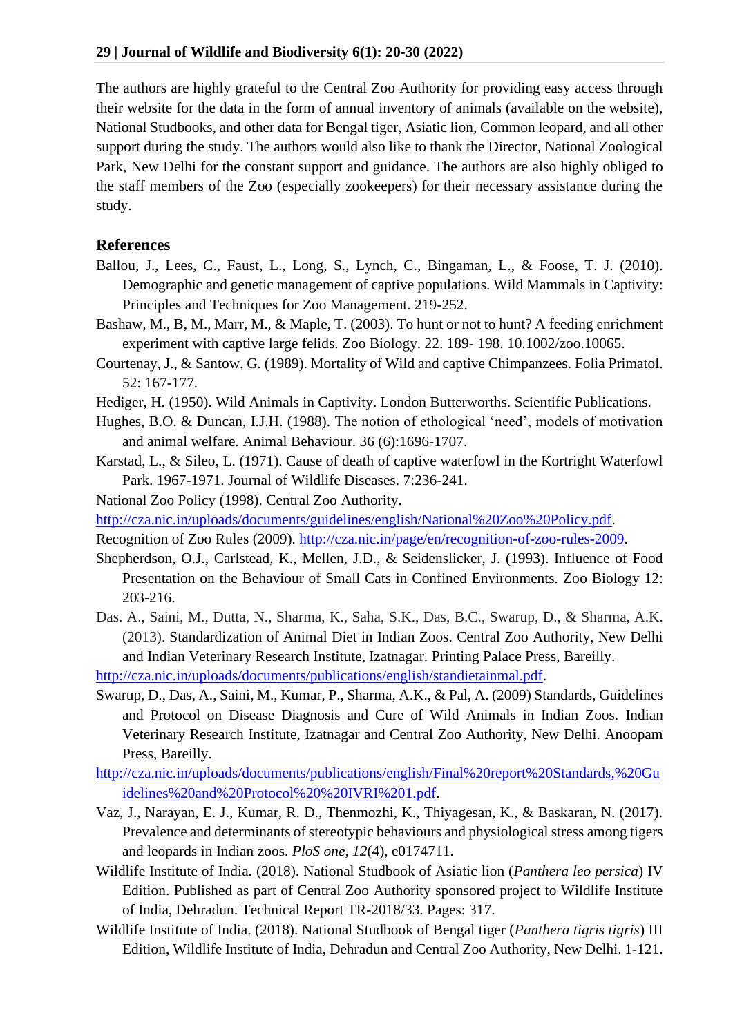The authors are highly grateful to the Central Zoo Authority for providing easy access through their website for the data in the form of annual inventory of animals (available on the website), National Studbooks, and other data for Bengal tiger, Asiatic lion, Common leopard, and all other support during the study. The authors would also like to thank the Director, National Zoological Park, New Delhi for the constant support and guidance. The authors are also highly obliged to the staff members of the Zoo (especially zookeepers) for their necessary assistance during the study.

## References

Ballou, J., Lees, C., Faust, L., Long, S., Lynch, C., Bingaman, L., & Foose, T. J. (2010). Demographic and genetic management of captive populations. Wild Mammals in Captivity: Principles and Techniques for Zoo Management. 219-252.

Bashaw, M., B, M., Marr, M., & Maple, T. (2003). To hunt or not to hunt? A feeding enrichment experiment with captive large felids. Zoo Biology. 22. 189- 198. 10.1002/zoo.10065.

Courtenay, J., & Santow, G. (1989). Mortality of Wild and captive Chimpanzees. Folia Primatol. 52: 167-177.

Hediger, H. (1950). Wild Animals in Captivity. London Butterworths. Scientific Publications.

Hughes, B.O. & Duncan, I.J.H. (1988). The notion of ethological 'need', models of motivation and animal welfare. Animal Behaviour. 36 (6):1696-1707.

Karstad, L., & Sileo, L. (1971). Cause of death of captive waterfowl in the Kortright Waterfowl Park. 1967-1971. Journal of Wildlife Diseases. 7:236-241.

National Zoo Policy (1998). Central Zoo Authority. http://cza.nic.in/uploads/documents/guidelines/english/National%20Zoo%20Policy.pdf.

Recognition of Zoo Rules (2009). http://cza.nic.in/page/en/recognition-of-zoo-rules-2009.

Shepherdson, O.J., Carlstead, K., Mellen, J.D., & Seidenslicker, J. (1993). Influence of Food Presentation on the Behaviour of Small Cats in Confined Environments. Zoo Biology 12: 203-216.

Das. A., Saini, M., Dutta, N., Sharma, K., Saha, S.K., Das, B.C., Swarup, D., & Sharma, A.K. (2013). Standardization of Animal Diet in Indian Zoos. Central Zoo Authority, New Delhi and Indian Veterinary Research Institute, Izatnagar. Printing Palace Press, Bareilly. http://cza.nic.in/uploads/documents/publications/english/standietainmal.pdf.

Swarup, D., Das, A., Saini, M., Kumar, P., Sharma, A.K., & Pal, A. (2009) Standards, Guidelines and Protocol on Disease Diagnosis and Cure of Wild Animals in Indian Zoos. Indian Veterinary Research Institute, Izatnagar and Central Zoo Authority, New Delhi. Anoopam Press, Bareilly. http://cza.nic.in/uploads/documents/publications/english/Final%20report%20Standards,%20Guidelines%20and%20Protocol%20%20IVRI%201.pdf.

Vaz, J., Narayan, E. J., Kumar, R. D., Thenmozhi, K., Thiyagesan, K., & Baskaran, N. (2017). Prevalence and determinants of stereotypic behaviours and physiological stress among tigers and leopards in Indian zoos. *PloS one*, *12*(4), e0174711.

Wildlife Institute of India. (2018). National Studbook of Asiatic lion (*Panthera leo persica*) IV Edition. Published as part of Central Zoo Authority sponsored project to Wildlife Institute of India, Dehradun. Technical Report TR-2018/33. Pages: 317.

Wildlife Institute of India. (2018). National Studbook of Bengal tiger (*Panthera tigris tigris*) III Edition, Wildlife Institute of India, Dehradun and Central Zoo Authority, New Delhi. 1-121.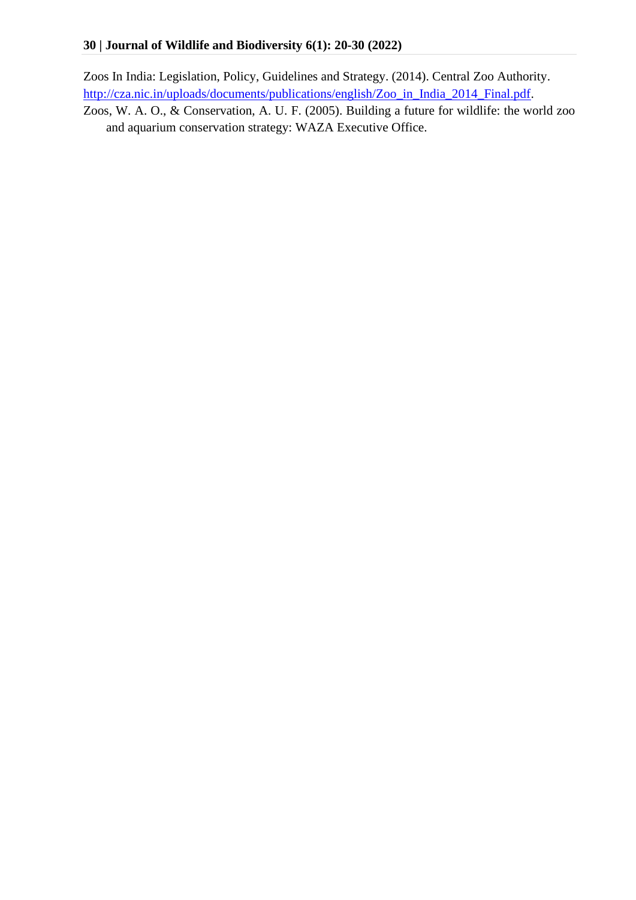Zoos In India: Legislation, Policy, Guidelines and Strategy. (2014). Central Zoo Authority. http://cza.nic.in/uploads/documents/publications/english/Zoo_in_India_2014_Final.pdf.

Zoos, W. A. O., & Conservation, A. U. F. (2005). Building a future for wildlife: the world zoo and aquarium conservation strategy: WAZA Executive Office.